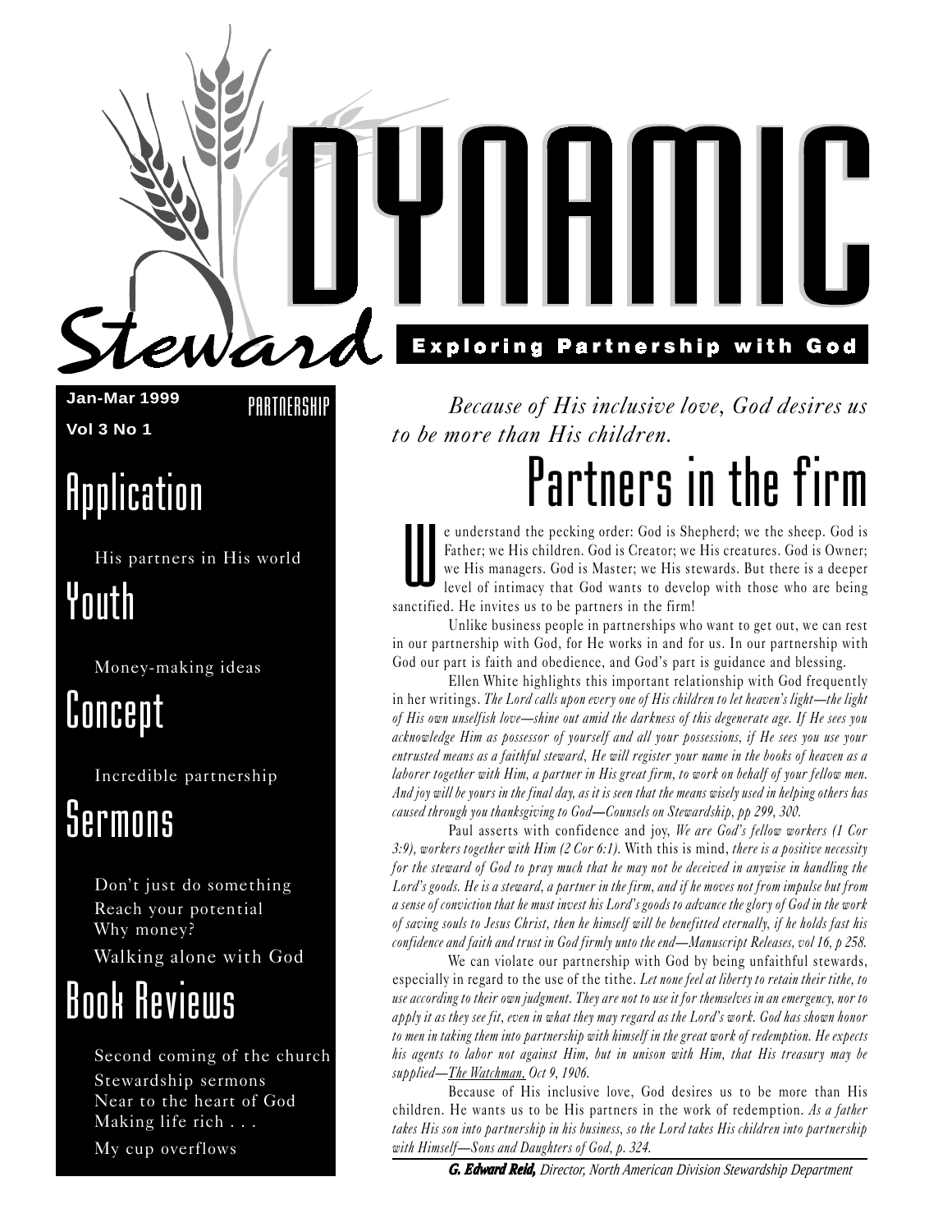# Dynamic Steward

**Exploring Partnership with God**

**Jan-Mar 1999**

**Vol 3 No 1**

PARTNERSHIP

## Application

His partners in His world

## Youth

Money-making ideas

## Concept

Incredible partnership

## Sermons

Don't just do something

Reach your potential

Why money?

Walking alone with God

## Book Reviews

Second coming of the church

Stewardship sermons

Near to the heart of God

Making life rich . . .

My cup overflows

*Because of His inclusive love, God desires us to be more than His children.*

# Partners in the firm

We understand the pecking order: God is Shepherd; we the sheep. God is Father; we His children. God is Creator; we His creatures. God is Owner; we His managers. God is Master; we His stewards. But there is a deeper level of intimacy that God wants to develop with those who are being sanctified. He invites us to be partners in the firm!

Unlike business people in partnerships who want to get out, we can rest in our partnership with God, for He works in and for us. In our partnership with God our part is faith and obedience, and God's part is guidance and blessing.

Ellen White highlights this important relationship with God frequently in her writings. *The Lord calls upon every one of His children to let heaven's light—the light of His own unselfish love—shine out amid the darkness of this degenerate age. If He sees you acknowledge Him as possessor of yourself and all your possessions, if He sees you use your entrusted means as a faithful steward, He will register your name in the books of heaven as a laborer together with Him, a partner in His great firm, to work on behalf of your fellow men. And joy will be yours in the final day, as it is seen that the means wisely used in helping others has caused through you thanksgiving to God—Counsels on Stewardship, pp 299, 300.*

Paul asserts with confidence and joy, *We are God's fellow workers (1 Cor 3:9), workers together with Him (2 Cor 6:1).* With this is mind, *there is a positive necessity for the steward of God to pray much that he may not be deceived in anywise in handling the Lord's goods. He is a steward, a partner in the firm, and if he moves not from impulse but from a sense of conviction that he must invest his Lord's goods to advance the glory of God in the work of saving souls to Jesus Christ, then he himself will be benefitted eternally, if he holds fast his confidence and faith and trust in God firmly unto the end—Manuscript Releases, vol 16, p 258.*

We can violate our partnership with God by being unfaithful stewards, especially in regard to the use of the tithe. *Let none feel at liberty to retain their tithe, to use according to their own judgment. They are not to use it for themselves in an emergency, nor to apply it as they see fit, even in what they may regard as the Lord's work. God has shown honor to men in taking them into partnership with himself in the great work of redemption. He expects his agents to labor not against Him, but in unison with Him, that His treasury may be supplied—The Watchman, Oct 9, 1906.*

Because of His inclusive love, God desires us to be more than His children. He wants us to be His partners in the work of redemption. *As a father takes His son into partnership in his business, so the Lord takes His children into partnership with Himself—Sons and Daughters of God, p. 324.*

***G. Edward Reid,*** *Director, North American Division Stewardship Department*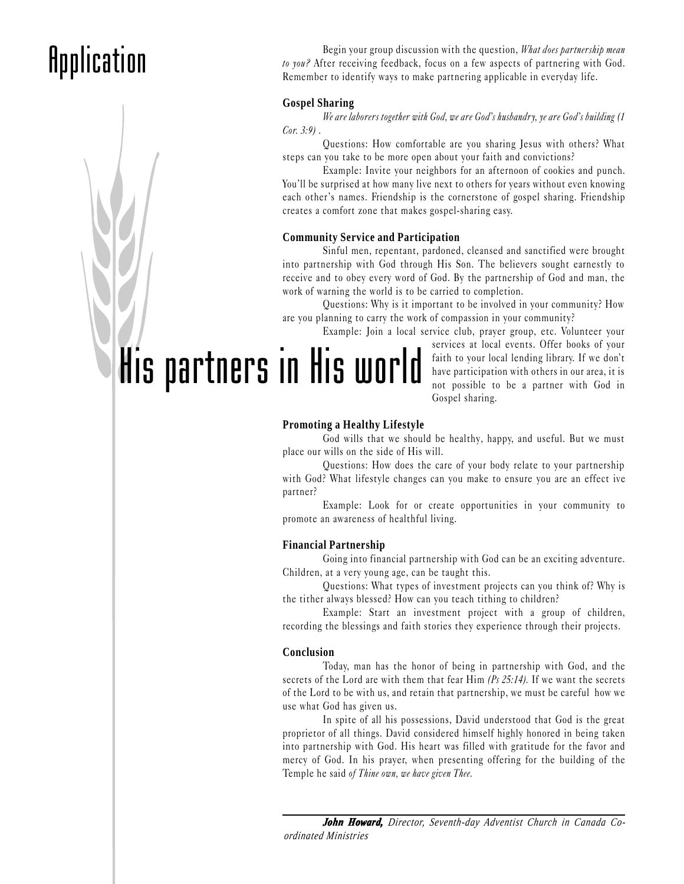# Application

Begin your group discussion with the question, *What does partnership mean to you?* After receiving feedback, focus on a few aspects of partnering with God. Remember to identify ways to make partnering applicable in everyday life.

### Gospel Sharing

*We are laborers together with God, we are God's husbandry, ye are God's building (1 Cor. 3:9)* .

Questions: How comfortable are you sharing Jesus with others? What steps can you take to be more open about your faith and convictions?

Example: Invite your neighbors for an afternoon of cookies and punch. You'll be surprised at how many live next to others for years without even knowing each other's names. Friendship is the cornerstone of gospel sharing. Friendship creates a comfort zone that makes gospel-sharing easy.

### Community Service and Participation

Sinful men, repentant, pardoned, cleansed and sanctified were brought into partnership with God through His Son. The believers sought earnestly to receive and to obey every word of God. By the partnership of God and man, the work of warning the world is to be carried to completion.

Questions: Why is it important to be involved in your community? How are you planning to carry the work of compassion in your community?

Example: Join a local service club, prayer group, etc. Volunteer your services at local events. Offer books of your faith to your local lending library. If we don't have participation with others in our area, it is not possible to be a partner with God in Gospel sharing.

# His partners in His world

### Promoting a Healthy Lifestyle

God wills that we should be healthy, happy, and useful. But we must place our wills on the side of His will.

Questions: How does the care of your body relate to your partnership with God? What lifestyle changes can you make to ensure you are an effect ive partner?

Example: Look for or create opportunities in your community to promote an awareness of healthful living.

### Financial Partnership

Going into financial partnership with God can be an exciting adventure. Children, at a very young age, can be taught this.

Questions: What types of investment projects can you think of? Why is the tither always blessed? How can you teach tithing to children?

Example: Start an investment project with a group of children, recording the blessings and faith stories they experience through their projects.

### Conclusion

Today, man has the honor of being in partnership with God, and the secrets of the Lord are with them that fear Him *(Ps 25:14).* If we want the secrets of the Lord to be with us, and retain that partnership, we must be careful how we use what God has given us.

In spite of all his possessions, David understood that God is the great proprietor of all things. David considered himself highly honored in being taken into partnership with God. His heart was filled with gratitude for the favor and mercy of God. In his prayer, when presenting offering for the building of the Temple he said *of Thine own, we have given Thee.*

---

***John Howard,*** *Director, Seventh-day Adventist Church in Canada Co-ordinated Ministries*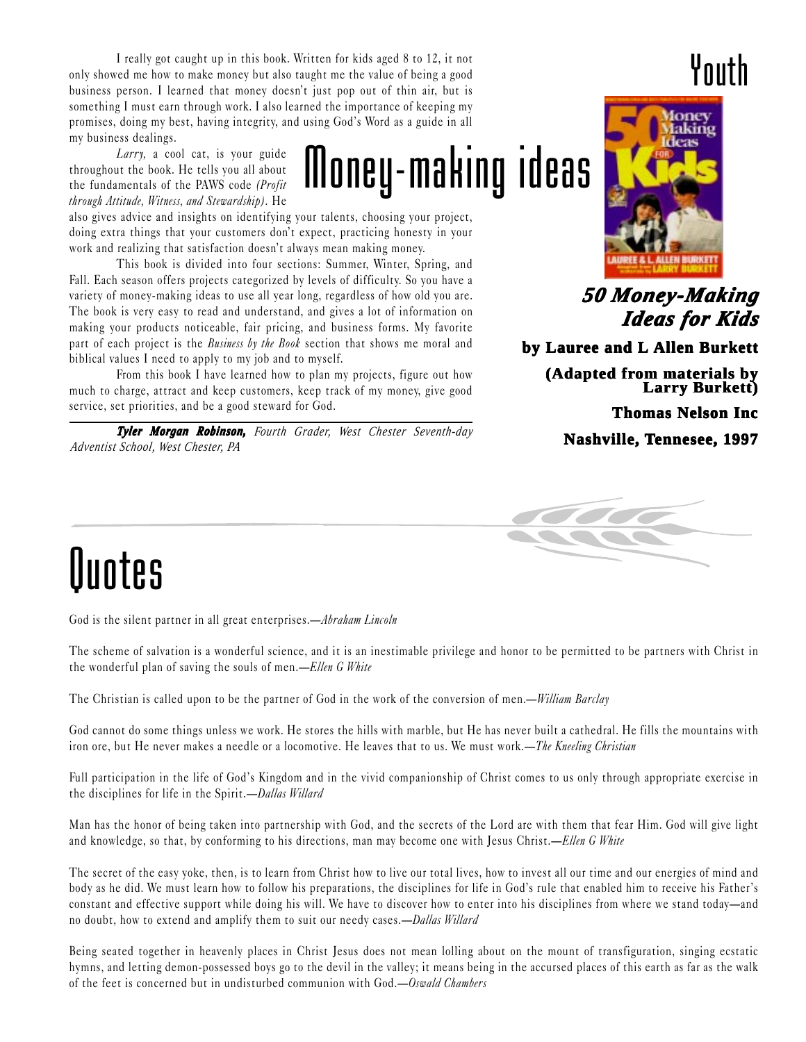# Youth

## Money-making ideas

I really got caught up in this book. Written for kids aged 8 to 12, it not only showed me how to make money but also taught me the value of being a good business person. I learned that money doesn't just pop out of thin air, but is something I must earn through work. I also learned the importance of keeping my promises, doing my best, having integrity, and using God's Word as a guide in all my business dealings.

*Larry,* a cool cat, is your guide throughout the book. He tells you all about the fundamentals of the PAWS code *(Profit through Attitude, Witness, and Stewardship)*. He also gives advice and insights on identifying your talents, choosing your project, doing extra things that your customers don't expect, practicing honesty in your work and realizing that satisfaction doesn't always mean making money.

This book is divided into four sections: Summer, Winter, Spring, and Fall. Each season offers projects categorized by levels of difficulty. So you have a variety of money-making ideas to use all year long, regardless of how old you are. The book is very easy to read and understand, and gives a lot of information on making your products noticeable, fair pricing, and business forms. My favorite part of each project is the *Business by the Book* section that shows me moral and biblical values I need to apply to my job and to myself.

From this book I have learned how to plan my projects, figure out how much to charge, attract and keep customers, keep track of my money, give good service, set priorities, and be a good steward for God.

***Tyler Morgan Robinson,*** *Fourth Grader, West Chester Seventh-day Adventist School, West Chester, PA*

***50 Money-Making Ideas for Kids***

**by Lauree and L Allen Burkett**

**(Adapted from materials by Larry Burkett)**

**Thomas Nelson Inc**

**Nashville, Tennesee, 1997**

# Quotes

God is the silent partner in all great enterprises.—*Abraham Lincoln*

The scheme of salvation is a wonderful science, and it is an inestimable privilege and honor to be permitted to be partners with Christ in the wonderful plan of saving the souls of men.—*Ellen G White*

The Christian is called upon to be the partner of God in the work of the conversion of men.—*William Barclay*

God cannot do some things unless we work. He stores the hills with marble, but He has never built a cathedral. He fills the mountains with iron ore, but He never makes a needle or a locomotive. He leaves that to us. We must work.—*The Kneeling Christian*

Full participation in the life of God's Kingdom and in the vivid companionship of Christ comes to us only through appropriate exercise in the disciplines for life in the Spirit.—*Dallas Willard*

Man has the honor of being taken into partnership with God, and the secrets of the Lord are with them that fear Him. God will give light and knowledge, so that, by conforming to his directions, man may become one with Jesus Christ.—*Ellen G White*

The secret of the easy yoke, then, is to learn from Christ how to live our total lives, how to invest all our time and our energies of mind and body as he did. We must learn how to follow his preparations, the disciplines for life in God's rule that enabled him to receive his Father's constant and effective support while doing his will. We have to discover how to enter into his disciplines from where we stand today—and no doubt, how to extend and amplify them to suit our needy cases.—*Dallas Willard*

Being seated together in heavenly places in Christ Jesus does not mean lolling about on the mount of transfiguration, singing ecstatic hymns, and letting demon-possessed boys go to the devil in the valley; it means being in the accursed places of this earth as far as the walk of the feet is concerned but in undisturbed communion with God.—*Oswald Chambers*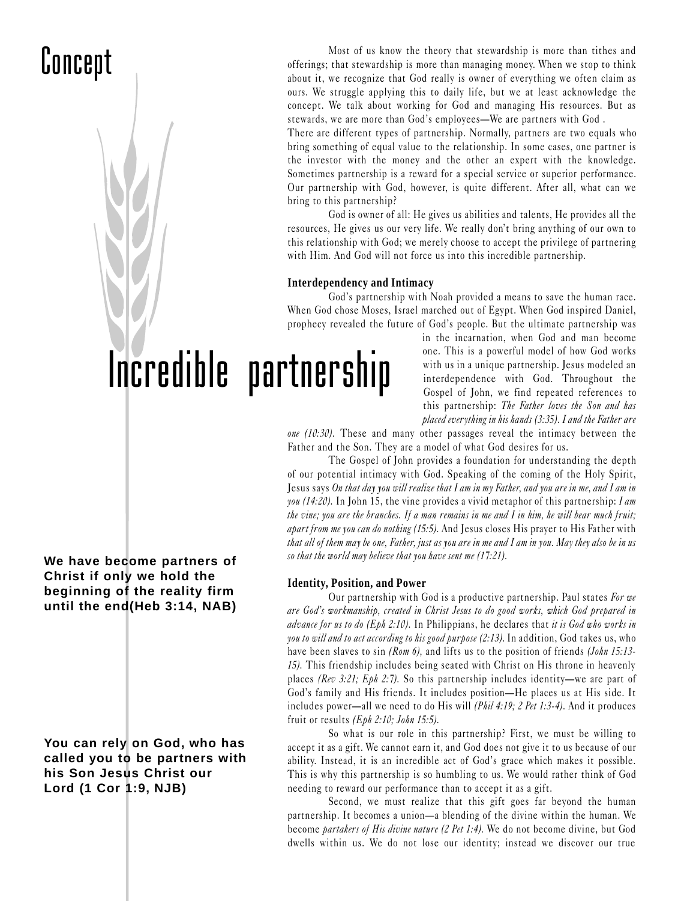# Concept

# Incredible partnership

Most of us know the theory that stewardship is more than tithes and offerings; that stewardship is more than managing money. When we stop to think about it, we recognize that God really is owner of everything we often claim as ours. We struggle applying this to daily life, but we at least acknowledge the concept. We talk about working for God and managing His resources. But as stewards, we are more than God's employees—We are partners with God .

There are different types of partnership. Normally, partners are two equals who bring something of equal value to the relationship. In some cases, one partner is the investor with the money and the other an expert with the knowledge. Sometimes partnership is a reward for a special service or superior performance. Our partnership with God, however, is quite different. After all, what can we bring to this partnership?

God is owner of all: He gives us abilities and talents, He provides all the resources, He gives us our very life. We really don't bring anything of our own to this relationship with God; we merely choose to accept the privilege of partnering with Him. And God will not force us into this incredible partnership.

### Interdependency and Intimacy

God's partnership with Noah provided a means to save the human race. When God chose Moses, Israel marched out of Egypt. When God inspired Daniel, prophecy revealed the future of God's people. But the ultimate partnership was in the incarnation, when God and man become one. This is a powerful model of how God works with us in a unique partnership. Jesus modeled an interdependence with God. Throughout the Gospel of John, we find repeated references to this partnership: *The Father loves the Son and has placed everything in his hands (3:35). I and the Father are one (10:30).* These and many other passages reveal the intimacy between the Father and the Son. They are a model of what God desires for us.

The Gospel of John provides a foundation for understanding the depth of our potential intimacy with God. Speaking of the coming of the Holy Spirit, Jesus says *On that day you will realize that I am in my Father, and you are in me, and I am in you (14:20).* In John 15, the vine provides a vivid metaphor of this partnership: *I am the vine; you are the branches. If a man remains in me and I in him, he will bear much fruit; apart from me you can do nothing (15:5).* And Jesus closes His prayer to His Father with *that all of them may be one, Father, just as you are in me and I am in you. May they also be in us so that the world may believe that you have sent me (17:21).*

**We have become partners of Christ if only we hold the beginning of the reality firm until the end(Heb 3:14, NAB)**

### Identity, Position, and Power

Our partnership with God is a productive partnership. Paul states *For we are God's workmanship, created in Christ Jesus to do good works, which God prepared in advance for us to do (Eph 2:10).* In Philippians, he declares that *it is God who works in you to will and to act according to his good purpose (2:13).* In addition, God takes us, who have been slaves to sin *(Rom 6),* and lifts us to the position of friends *(John 15:13-15).* This friendship includes being seated with Christ on His throne in heavenly places *(Rev 3:21; Eph 2:7).* So this partnership includes identity—we are part of God's family and His friends. It includes position—He places us at His side. It includes power—all we need to do His will *(Phil 4:19; 2 Pet 1:3-4).* And it produces fruit or results *(Eph 2:10; John 15:5).*

**You can rely on God, who has called you to be partners with his Son Jesus Christ our Lord (1 Cor 1:9, NJB)**

So what is our role in this partnership? First, we must be willing to accept it as a gift. We cannot earn it, and God does not give it to us because of our ability. Instead, it is an incredible act of God's grace which makes it possible. This is why this partnership is so humbling to us. We would rather think of God needing to reward our performance than to accept it as a gift.

Second, we must realize that this gift goes far beyond the human partnership. It becomes a union—a blending of the divine within the human. We become *partakers of His divine nature (2 Pet 1:4).* We do not become divine, but God dwells within us. We do not lose our identity; instead we discover our true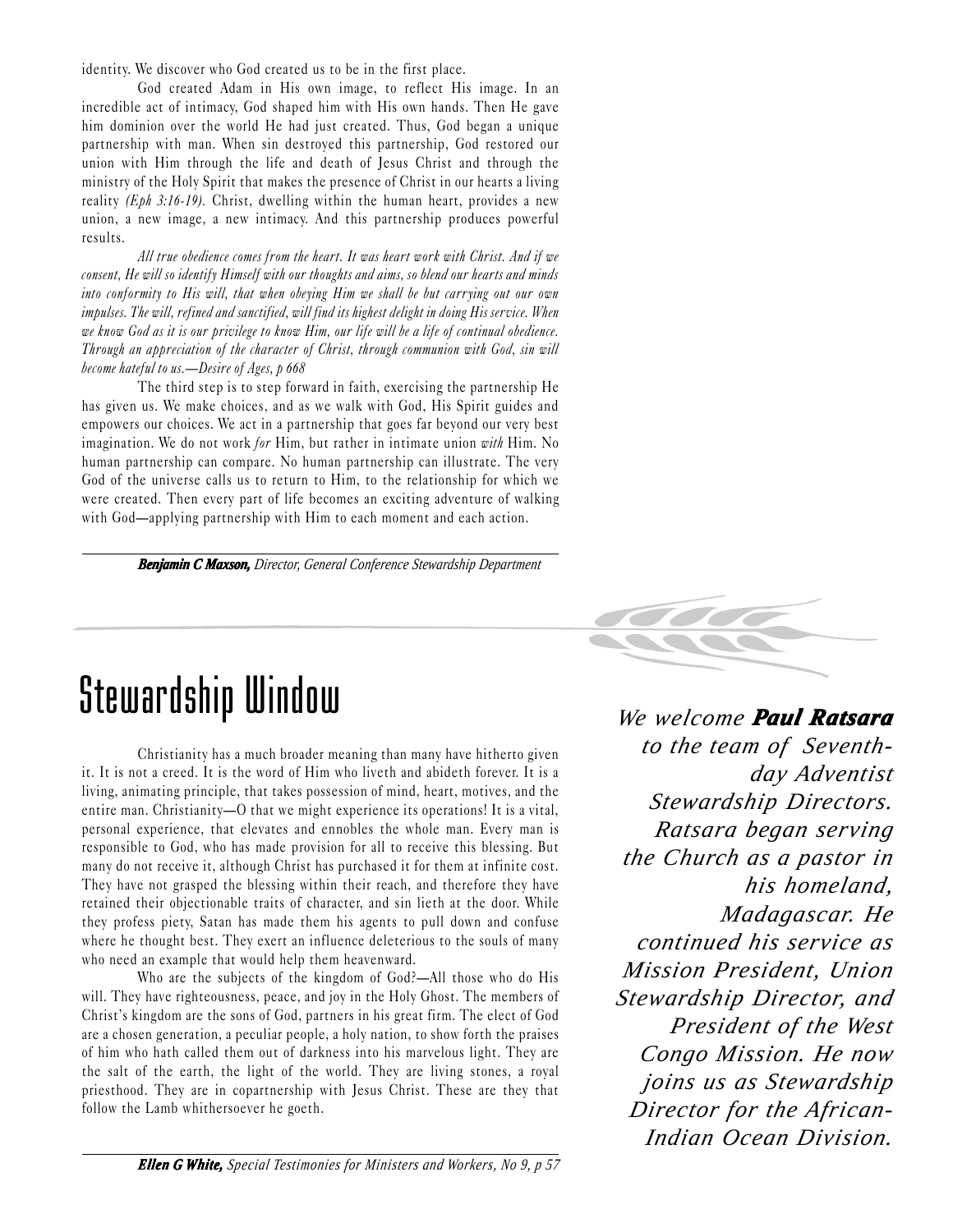identity. We discover who God created us to be in the first place.

God created Adam in His own image, to reflect His image. In an incredible act of intimacy, God shaped him with His own hands. Then He gave him dominion over the world He had just created. Thus, God began a unique partnership with man. When sin destroyed this partnership, God restored our union with Him through the life and death of Jesus Christ and through the ministry of the Holy Spirit that makes the presence of Christ in our hearts a living reality *(Eph 3:16-19).* Christ, dwelling within the human heart, provides a new union, a new image, a new intimacy. And this partnership produces powerful results.

*All true obedience comes from the heart. It was heart work with Christ. And if we consent, He will so identify Himself with our thoughts and aims, so blend our hearts and minds into conformity to His will, that when obeying Him we shall be but carrying out our own impulses. The will, refined and sanctified, will find its highest delight in doing His service. When we know God as it is our privilege to know Him, our life will be a life of continual obedience. Through an appreciation of the character of Christ, through communion with God, sin will become hateful to us.—Desire of Ages, p 668*

The third step is to step forward in faith, exercising the partnership He has given us. We make choices, and as we walk with God, His Spirit guides and empowers our choices. We act in a partnership that goes far beyond our very best imagination. We do not work *for* Him, but rather in intimate union *with* Him. No human partnership can compare. No human partnership can illustrate. The very God of the universe calls us to return to Him, to the relationship for which we were created. Then every part of life becomes an exciting adventure of walking with God—applying partnership with Him to each moment and each action.

***Benjamin C Maxson,*** *Director, General Conference Stewardship Department*

# Stewardship Window

Christianity has a much broader meaning than many have hitherto given it. It is not a creed. It is the word of Him who liveth and abideth forever. It is a living, animating principle, that takes possession of mind, heart, motives, and the entire man. Christianity—O that we might experience its operations! It is a vital, personal experience, that elevates and ennobles the whole man. Every man is responsible to God, who has made provision for all to receive this blessing. But many do not receive it, although Christ has purchased it for them at infinite cost. They have not grasped the blessing within their reach, and therefore they have retained their objectionable traits of character, and sin lieth at the door. While they profess piety, Satan has made them his agents to pull down and confuse where he thought best. They exert an influence deleterious to the souls of many who need an example that would help them heavenward.

Who are the subjects of the kingdom of God?—All those who do His will. They have righteousness, peace, and joy in the Holy Ghost. The members of Christ's kingdom are the sons of God, partners in his great firm. The elect of God are a chosen generation, a peculiar people, a holy nation, to show forth the praises of him who hath called them out of darkness into his marvelous light. They are the salt of the earth, the light of the world. They are living stones, a royal priesthood. They are in copartnership with Jesus Christ. These are they that follow the Lamb whithersoever he goeth.

***Ellen G White,*** *Special Testimonies for Ministers and Workers, No 9, p 57*

*We welcome **Paul Ratsara** to the team of Seventh-day Adventist Stewardship Directors. Ratsara began serving the Church as a pastor in his homeland, Madagascar. He continued his service as Mission President, Union Stewardship Director, and President of the West Congo Mission. He now joins us as Stewardship Director for the African-Indian Ocean Division.*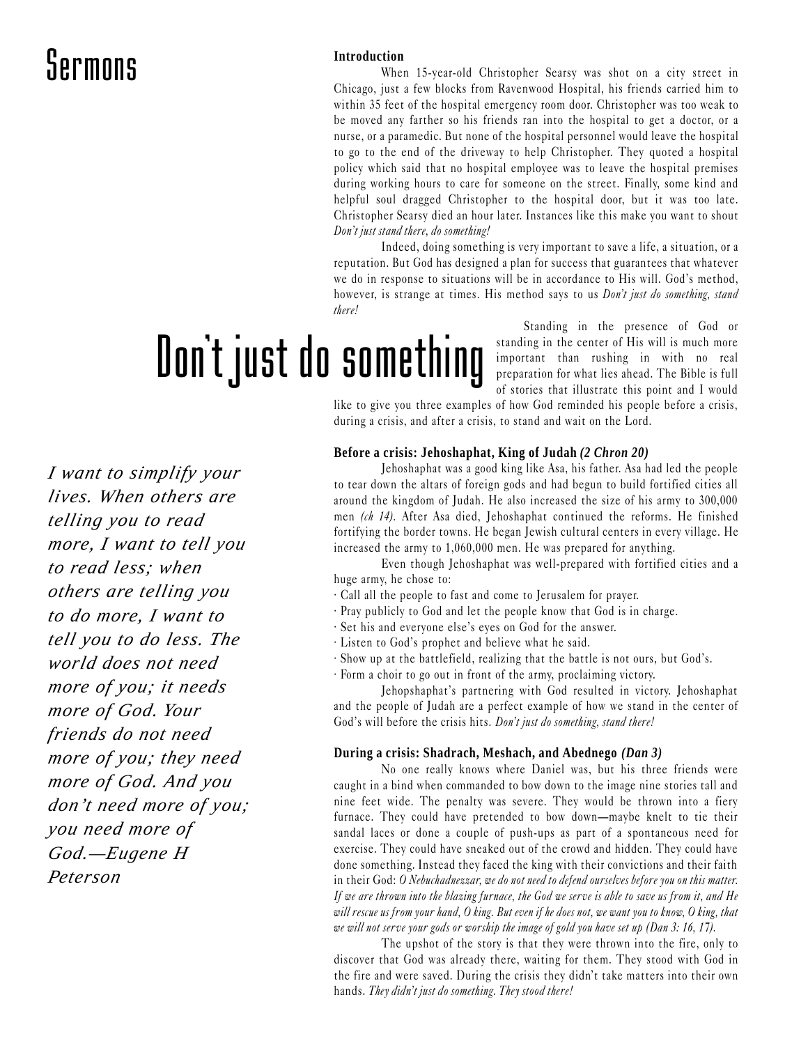# Sermons

# Don't just do something

**Introduction**

When 15-year-old Christopher Searsy was shot on a city street in Chicago, just a few blocks from Ravenwood Hospital, his friends carried him to within 35 feet of the hospital emergency room door. Christopher was too weak to be moved any farther so his friends ran into the hospital to get a doctor, or a nurse, or a paramedic. But none of the hospital personnel would leave the hospital to go to the end of the driveway to help Christopher. They quoted a hospital policy which said that no hospital employee was to leave the hospital premises during working hours to care for someone on the street. Finally, some kind and helpful soul dragged Christopher to the hospital door, but it was too late. Christopher Searsy died an hour later. Instances like this make you want to shout *Don't just stand there, do something!*

Indeed, doing something is very important to save a life, a situation, or a reputation. But God has designed a plan for success that guarantees that whatever we do in response to situations will be in accordance to His will. God's method, however, is strange at times. His method says to us *Don't just do something, stand there!*

Standing in the presence of God or standing in the center of His will is much more important than rushing in with no real preparation for what lies ahead. The Bible is full of stories that illustrate this point and I would like to give you three examples of how God reminded his people before a crisis, during a crisis, and after a crisis, to stand and wait on the Lord.

*I want to simplify your lives. When others are telling you to read more, I want to tell you to read less; when others are telling you to do more, I want to tell you to do less. The world does not need more of you; it needs more of God. Your friends do not need more of you; they need more of God. And you don't need more of you; you need more of God.—Eugene H Peterson*

**Before a crisis: Jehoshaphat, King of Judah *(2 Chron 20)***

Jehoshaphat was a good king like Asa, his father. Asa had led the people to tear down the altars of foreign gods and had begun to build fortified cities all around the kingdom of Judah. He also increased the size of his army to 300,000 men *(ch 14)*. After Asa died, Jehoshaphat continued the reforms. He finished fortifying the border towns. He began Jewish cultural centers in every village. He increased the army to 1,060,000 men. He was prepared for anything.

Even though Jehoshaphat was well-prepared with fortified cities and a huge army, he chose to:

- Call all the people to fast and come to Jerusalem for prayer.
- Pray publicly to God and let the people know that God is in charge.
- Set his and everyone else's eyes on God for the answer.
- Listen to God's prophet and believe what he said.
- Show up at the battlefield, realizing that the battle is not ours, but God's.
- Form a choir to go out in front of the army, proclaiming victory.

Jehopshaphat's partnering with God resulted in victory. Jehoshaphat and the people of Judah are a perfect example of how we stand in the center of God's will before the crisis hits. *Don't just do something, stand there!*

**During a crisis: Shadrach, Meshach, and Abednego *(Dan 3)***

No one really knows where Daniel was, but his three friends were caught in a bind when commanded to bow down to the image nine stories tall and nine feet wide. The penalty was severe. They would be thrown into a fiery furnace. They could have pretended to bow down—maybe knelt to tie their sandal laces or done a couple of push-ups as part of a spontaneous need for exercise. They could have sneaked out of the crowd and hidden. They could have done something. Instead they faced the king with their convictions and their faith in their God: *O Nebuchadnezzar, we do not need to defend ourselves before you on this matter. If we are thrown into the blazing furnace, the God we serve is able to save us from it, and He will rescue us from your hand, O king. But even if he does not, we want you to know, O king, that we will not serve your gods or worship the image of gold you have set up (Dan 3: 16, 17).*

The upshot of the story is that they were thrown into the fire, only to discover that God was already there, waiting for them. They stood with God in the fire and were saved. During the crisis they didn't take matters into their own hands. *They didn't just do something. They stood there!*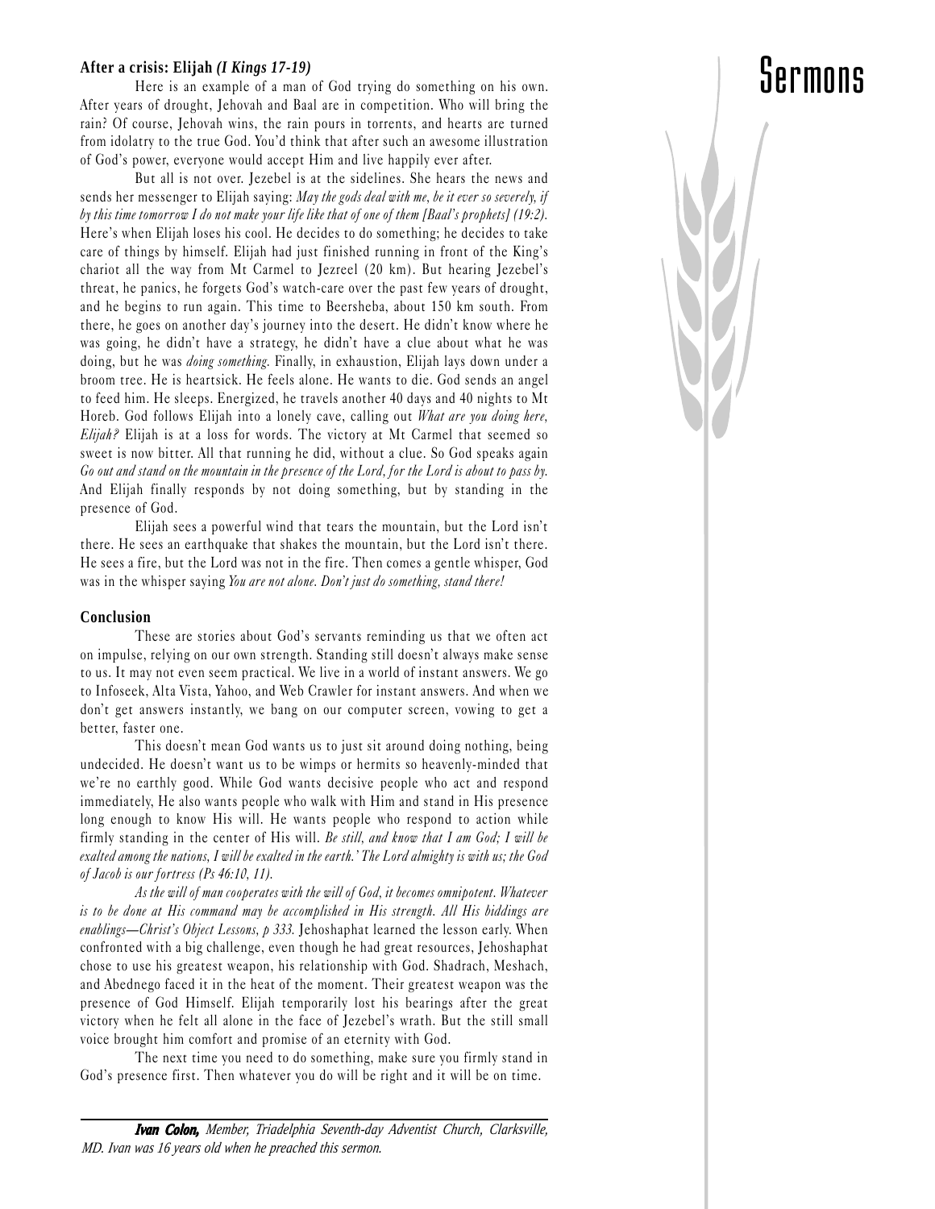**After a crisis: Elijah *(I Kings 17-19)***

Here is an example of a man of God trying do something on his own. After years of drought, Jehovah and Baal are in competition. Who will bring the rain? Of course, Jehovah wins, the rain pours in torrents, and hearts are turned from idolatry to the true God. You'd think that after such an awesome illustration of God's power, everyone would accept Him and live happily ever after.

But all is not over. Jezebel is at the sidelines. She hears the news and sends her messenger to Elijah saying: *May the gods deal with me, be it ever so severely, if by this time tomorrow I do not make your life like that of one of them [Baal's prophets] (19:2).* Here's when Elijah loses his cool. He decides to do something; he decides to take care of things by himself. Elijah had just finished running in front of the King's chariot all the way from Mt Carmel to Jezreel (20 km). But hearing Jezebel's threat, he panics, he forgets God's watch-care over the past few years of drought, and he begins to run again. This time to Beersheba, about 150 km south. From there, he goes on another day's journey into the desert. He didn't know where he was going, he didn't have a strategy, he didn't have a clue about what he was doing, but he was *doing something*. Finally, in exhaustion, Elijah lays down under a broom tree. He is heartsick. He feels alone. He wants to die. God sends an angel to feed him. He sleeps. Energized, he travels another 40 days and 40 nights to Mt Horeb. God follows Elijah into a lonely cave, calling out *What are you doing here, Elijah?* Elijah is at a loss for words. The victory at Mt Carmel that seemed so sweet is now bitter. All that running he did, without a clue. So God speaks again *Go out and stand on the mountain in the presence of the Lord, for the Lord is about to pass by.* And Elijah finally responds by not doing something, but by standing in the presence of God.

Elijah sees a powerful wind that tears the mountain, but the Lord isn't there. He sees an earthquake that shakes the mountain, but the Lord isn't there. He sees a fire, but the Lord was not in the fire. Then comes a gentle whisper, God was in the whisper saying *You are not alone. Don't just do something, stand there!*

**Conclusion**

These are stories about God's servants reminding us that we often act on impulse, relying on our own strength. Standing still doesn't always make sense to us. It may not even seem practical. We live in a world of instant answers. We go to Infoseek, Alta Vista, Yahoo, and Web Crawler for instant answers. And when we don't get answers instantly, we bang on our computer screen, vowing to get a better, faster one.

This doesn't mean God wants us to just sit around doing nothing, being undecided. He doesn't want us to be wimps or hermits so heavenly-minded that we're no earthly good. While God wants decisive people who act and respond immediately, He also wants people who walk with Him and stand in His presence long enough to know His will. He wants people who respond to action while firmly standing in the center of His will. *Be still, and know that I am God; I will be exalted among the nations, I will be exalted in the earth.' The Lord almighty is with us; the God of Jacob is our fortress (Ps 46:10, 11).*

*As the will of man cooperates with the will of God, it becomes omnipotent. Whatever is to be done at His command may be accomplished in His strength. All His biddings are enablings—Christ's Object Lessons, p 333.* Jehoshaphat learned the lesson early. When confronted with a big challenge, even though he had great resources, Jehoshaphat chose to use his greatest weapon, his relationship with God. Shadrach, Meshach, and Abednego faced it in the heat of the moment. Their greatest weapon was the presence of God Himself. Elijah temporarily lost his bearings after the great victory when he felt all alone in the face of Jezebel's wrath. But the still small voice brought him comfort and promise of an eternity with God.

The next time you need to do something, make sure you firmly stand in God's presence first. Then whatever you do will be right and it will be on time.

---

***Ivan Colon,** Member, Triadelphia Seventh-day Adventist Church, Clarksville, MD. Ivan was 16 years old when he preached this sermon.*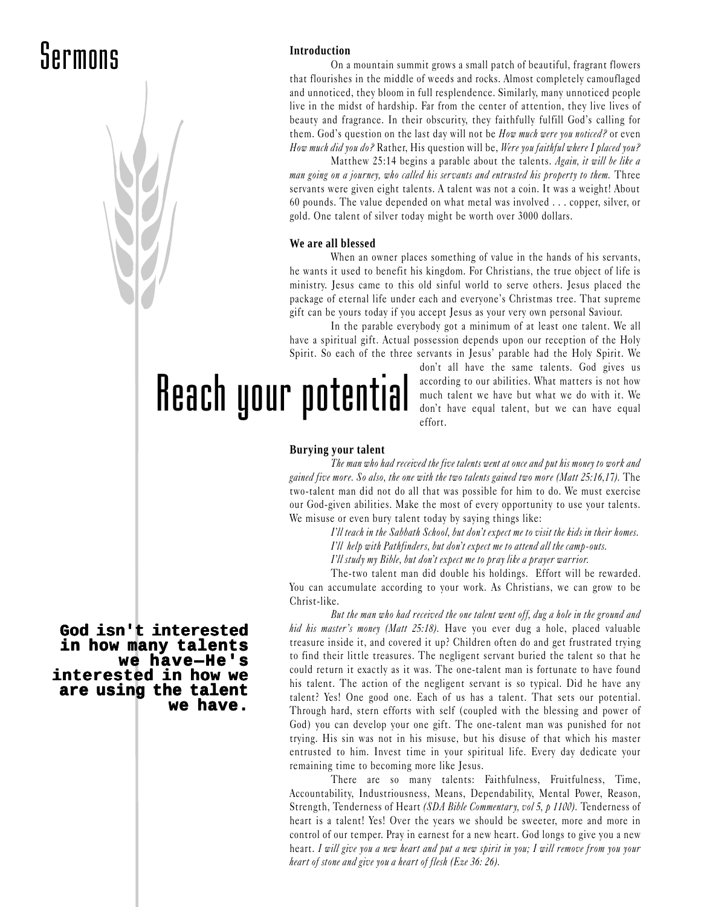# Reach your potential

### Introduction

On a mountain summit grows a small patch of beautiful, fragrant flowers that flourishes in the middle of weeds and rocks. Almost completely camouflaged and unnoticed, they bloom in full resplendence. Similarly, many unnoticed people live in the midst of hardship. Far from the center of attention, they live lives of beauty and fragrance. In their obscurity, they faithfully fulfill God's calling for them. God's question on the last day will not be *How much were you noticed?* or even *How much did you do?* Rather, His question will be, *Were you faithful where I placed you?*

Matthew 25:14 begins a parable about the talents. *Again, it will be like a man going on a journey, who called his servants and entrusted his property to them.* Three servants were given eight talents. A talent was not a coin. It was a weight! About 60 pounds. The value depended on what metal was involved . . . copper, silver, or gold. One talent of silver today might be worth over 3000 dollars.

### We are all blessed

When an owner places something of value in the hands of his servants, he wants it used to benefit his kingdom. For Christians, the true object of life is ministry. Jesus came to this old sinful world to serve others. Jesus placed the package of eternal life under each and everyone's Christmas tree. That supreme gift can be yours today if you accept Jesus as your very own personal Saviour.

In the parable everybody got a minimum of at least one talent. We all have a spiritual gift. Actual possession depends upon our reception of the Holy Spirit. So each of the three servants in Jesus' parable had the Holy Spirit. We don't all have the same talents. God gives us according to our abilities. What matters is not how much talent we have but what we do with it. We don't have equal talent, but we can have equal effort.

### Burying your talent

*The man who had received the five talents went at once and put his money to work and gained five more. So also, the one with the two talents gained two more (Matt 25:16,17).* The two-talent man did not do all that was possible for him to do. We must exercise our God-given abilities. Make the most of every opportunity to use your talents. We misuse or even bury talent today by saying things like:

*I'll teach in the Sabbath School, but don't expect me to visit the kids in their homes.*

*I'll help with Pathfinders, but don't expect me to attend all the camp-outs.*

*I'll study my Bible, but don't expect me to pray like a prayer warrior.*

The-two talent man did double his holdings. Effort will be rewarded. You can accumulate according to your work. As Christians, we can grow to be Christ-like.

*But the man who had received the one talent went off, dug a hole in the ground and hid his master's money (Matt 25:18).* Have you ever dug a hole, placed valuable treasure inside it, and covered it up? Children often do and get frustrated trying to find their little treasures. The negligent servant buried the talent so that he could return it exactly as it was. The one-talent man is fortunate to have found his talent. The action of the negligent servant is so typical. Did he have any talent? Yes! One good one. Each of us has a talent. That sets our potential. Through hard, stern efforts with self (coupled with the blessing and power of God) you can develop your one gift. The one-talent man was punished for not trying. His sin was not in his misuse, but his disuse of that which his master entrusted to him. Invest time in your spiritual life. Every day dedicate your remaining time to becoming more like Jesus.

**God isn't interested in how many talents we have—He's interested in how we are using the talent we have.**

There are so many talents: Faithfulness, Fruitfulness, Time, Accountability, Industriousness, Means, Dependability, Mental Power, Reason, Strength, Tenderness of Heart *(SDA Bible Commentary, vol 5, p 1100).* Tenderness of heart is a talent! Yes! Over the years we should be sweeter, more and more in control of our temper. Pray in earnest for a new heart. God longs to give you a new heart. *I will give you a new heart and put a new spirit in you; I will remove from you your heart of stone and give you a heart of flesh (Eze 36: 26).*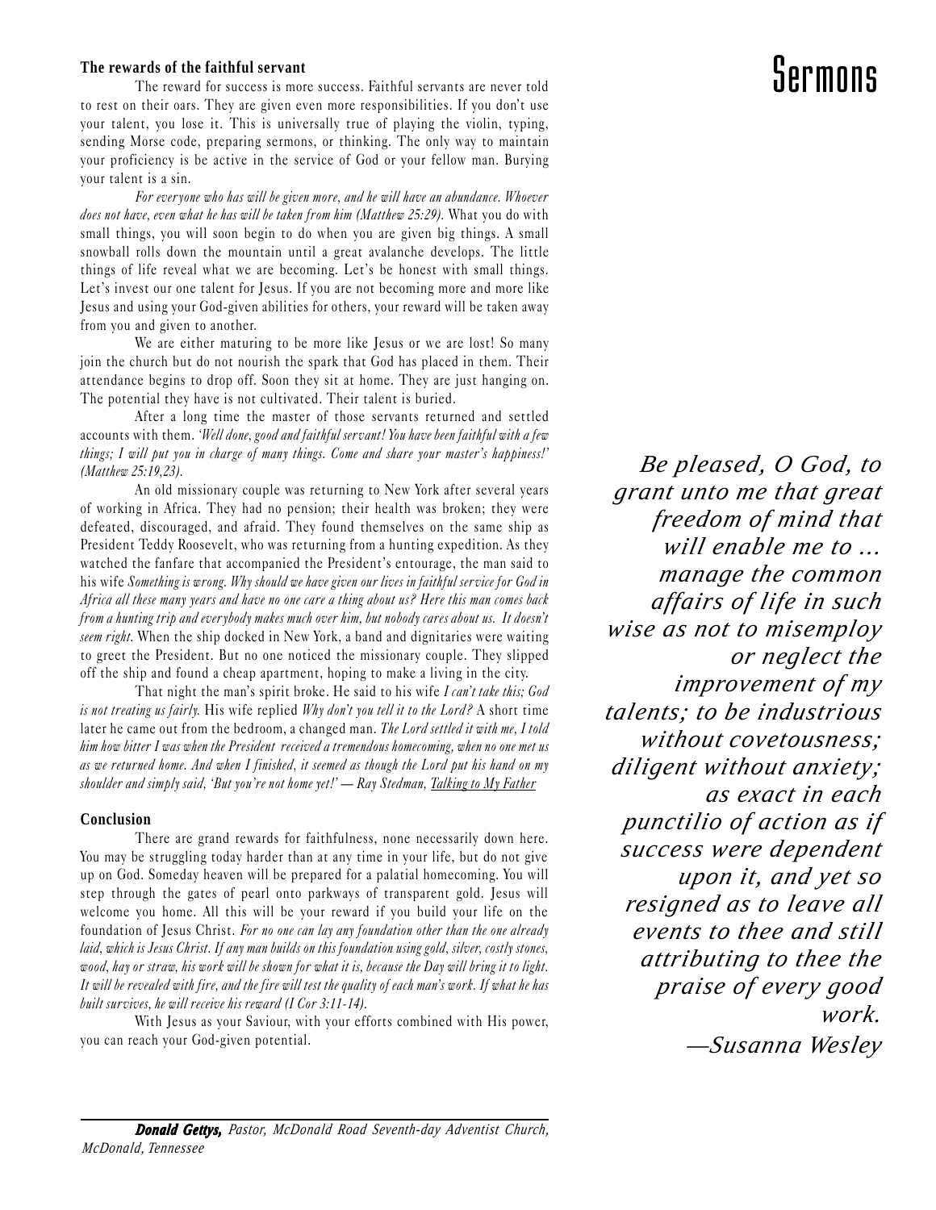### The rewards of the faithful servant

The reward for success is more success. Faithful servants are never told to rest on their oars. They are given even more responsibilities. If you don't use your talent, you lose it. This is universally true of playing the violin, typing, sending Morse code, preparing sermons, or thinking. The only way to maintain your proficiency is be active in the service of God or your fellow man. Burying your talent is a sin.

*For everyone who has will be given more, and he will have an abundance. Whoever does not have, even what he has will be taken from him (Matthew 25:29).* What you do with small things, you will soon begin to do when you are given big things. A small snowball rolls down the mountain until a great avalanche develops. The little things of life reveal what we are becoming. Let's be honest with small things. Let's invest our one talent for Jesus. If you are not becoming more and more like Jesus and using your God-given abilities for others, your reward will be taken away from you and given to another.

We are either maturing to be more like Jesus or we are lost! So many join the church but do not nourish the spark that God has placed in them. Their attendance begins to drop off. Soon they sit at home. They are just hanging on. The potential they have is not cultivated. Their talent is buried.

After a long time the master of those servants returned and settled accounts with them. *'Well done, good and faithful servant! You have been faithful with a few things; I will put you in charge of many things. Come and share your master's happiness!' (Matthew 25:19,23).*

An old missionary couple was returning to New York after several years of working in Africa. They had no pension; their health was broken; they were defeated, discouraged, and afraid. They found themselves on the same ship as President Teddy Roosevelt, who was returning from a hunting expedition. As they watched the fanfare that accompanied the President's entourage, the man said to his wife *Something is wrong. Why should we have given our lives in faithful service for God in Africa all these many years and have no one care a thing about us? Here this man comes back from a hunting trip and everybody makes much over him, but nobody cares about us. It doesn't seem right.* When the ship docked in New York, a band and dignitaries were waiting to greet the President. But no one noticed the missionary couple. They slipped off the ship and found a cheap apartment, hoping to make a living in the city.

That night the man's spirit broke. He said to his wife *I can't take this; God is not treating us fairly.* His wife replied *Why don't you tell it to the Lord?* A short time later he came out from the bedroom, a changed man. *The Lord settled it with me, I told him how bitter I was when the President received a tremendous homecoming, when no one met us as we returned home. And when I finished, it seemed as though the Lord put his hand on my shoulder and simply said, 'But you're not home yet!' — Ray Stedman, Talking to My Father*

### Conclusion

There are grand rewards for faithfulness, none necessarily down here. You may be struggling today harder than at any time in your life, but do not give up on God. Someday heaven will be prepared for a palatial homecoming. You will step through the gates of pearl onto parkways of transparent gold. Jesus will welcome you home. All this will be your reward if you build your life on the foundation of Jesus Christ. *For no one can lay any foundation other than the one already laid, which is Jesus Christ. If any man builds on this foundation using gold, silver, costly stones, wood, hay or straw, his work will be shown for what it is, because the Day will bring it to light. It will be revealed with fire, and the fire will test the quality of each man's work. If what he has built survives, he will receive his reward (I Cor 3:11-14).*

With Jesus as your Saviour, with your efforts combined with His power, you can reach your God-given potential.

*Be pleased, O God, to grant unto me that great freedom of mind that will enable me to … manage the common affairs of life in such wise as not to misemploy or neglect the improvement of my talents; to be industrious without covetousness; diligent without anxiety; as exact in each punctilio of action as if success were dependent upon it, and yet so resigned as to leave all events to thee and still attributing to thee the praise of every good work.*
*—Susanna Wesley*

***Donald Gettys,*** *Pastor, McDonald Road Seventh-day Adventist Church, McDonald, Tennessee*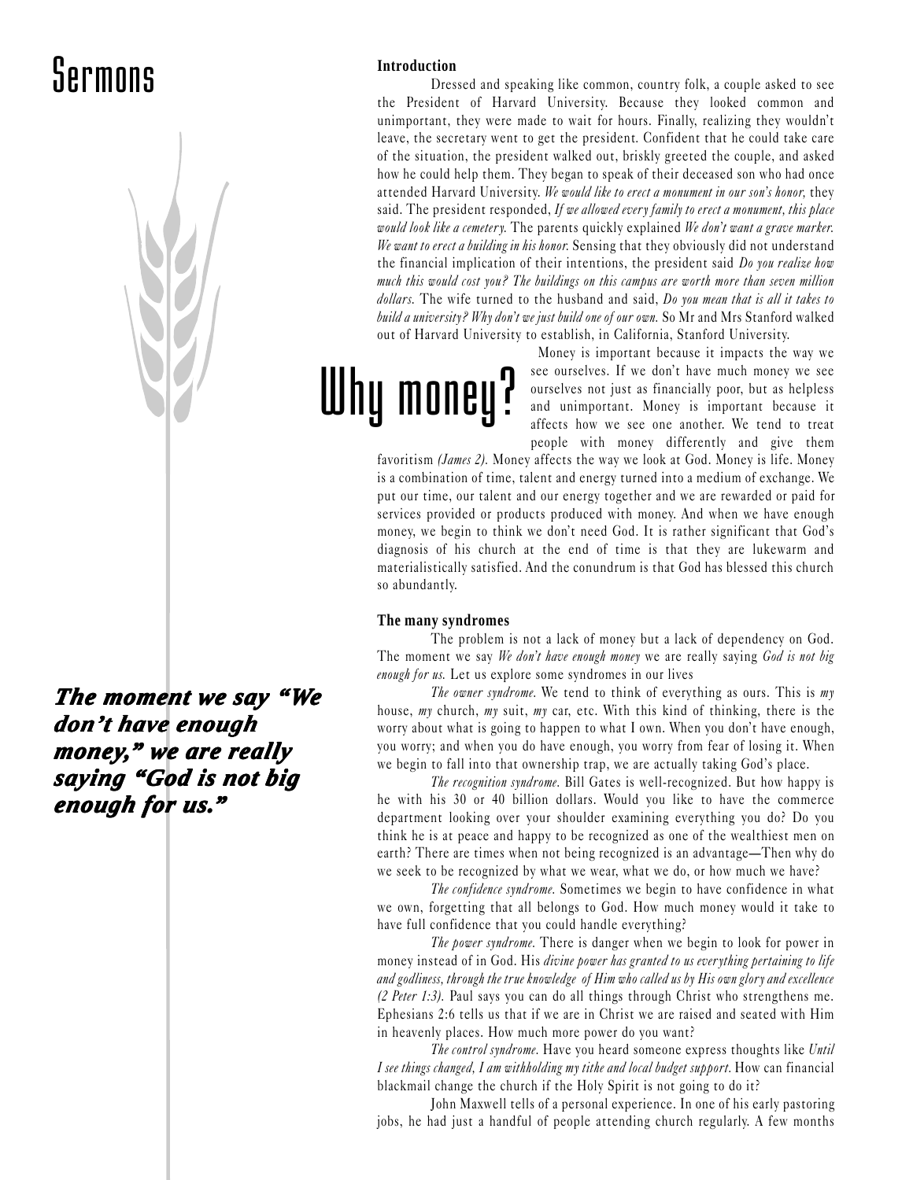# Sermons

### Introduction

Dressed and speaking like common, country folk, a couple asked to see the President of Harvard University. Because they looked common and unimportant, they were made to wait for hours. Finally, realizing they wouldn't leave, the secretary went to get the president. Confident that he could take care of the situation, the president walked out, briskly greeted the couple, and asked how he could help them. They began to speak of their deceased son who had once attended Harvard University. *We would like to erect a monument in our son's honor,* they said. The president responded, *If we allowed every family to erect a monument, this place would look like a cemetery.* The parents quickly explained *We don't want a grave marker. We want to erect a building in his honor.* Sensing that they obviously did not understand the financial implication of their intentions, the president said *Do you realize how much this would cost you? The buildings on this campus are worth more than seven million dollars.* The wife turned to the husband and said, *Do you mean that is all it takes to build a university? Why don't we just build one of our own.* So Mr and Mrs Stanford walked out of Harvard University to establish, in California, Stanford University.

## Why money?

Money is important because it impacts the way we see ourselves. If we don't have much money we see ourselves not just as financially poor, but as helpless and unimportant. Money is important because it affects how we see one another. We tend to treat people with money differently and give them favoritism *(James 2).* Money affects the way we look at God. Money is life. Money is a combination of time, talent and energy turned into a medium of exchange. We put our time, our talent and our energy together and we are rewarded or paid for services provided or products produced with money. And when we have enough money, we begin to think we don't need God. It is rather significant that God's diagnosis of his church at the end of time is that they are lukewarm and materialistically satisfied. And the conundrum is that God has blessed this church so abundantly.

### The many syndromes

The problem is not a lack of money but a lack of dependency on God. The moment we say *We don't have enough money* we are really saying *God is not big enough for us.* Let us explore some syndromes in our lives

***The moment we say "We don't have enough money," we are really saying "God is not big enough for us."***

*The owner syndrome.* We tend to think of everything as ours. This is *my* house, *my* church, *my* suit, *my* car, etc. With this kind of thinking, there is the worry about what is going to happen to what I own. When you don't have enough, you worry; and when you do have enough, you worry from fear of losing it. When we begin to fall into that ownership trap, we are actually taking God's place.

*The recognition syndrome.* Bill Gates is well-recognized. But how happy is he with his 30 or 40 billion dollars. Would you like to have the commerce department looking over your shoulder examining everything you do? Do you think he is at peace and happy to be recognized as one of the wealthiest men on earth? There are times when not being recognized is an advantage—Then why do we seek to be recognized by what we wear, what we do, or how much we have?

*The confidence syndrome.* Sometimes we begin to have confidence in what we own, forgetting that all belongs to God. How much money would it take to have full confidence that you could handle everything?

*The power syndrome.* There is danger when we begin to look for power in money instead of in God. His *divine power has granted to us everything pertaining to life and godliness, through the true knowledge of Him who called us by His own glory and excellence (2 Peter 1:3).* Paul says you can do all things through Christ who strengthens me. Ephesians 2:6 tells us that if we are in Christ we are raised and seated with Him in heavenly places. How much more power do you want?

*The control syndrome.* Have you heard someone express thoughts like *Until I see things changed, I am withholding my tithe and local budget support*. How can financial blackmail change the church if the Holy Spirit is not going to do it?

John Maxwell tells of a personal experience. In one of his early pastoring jobs, he had just a handful of people attending church regularly. A few months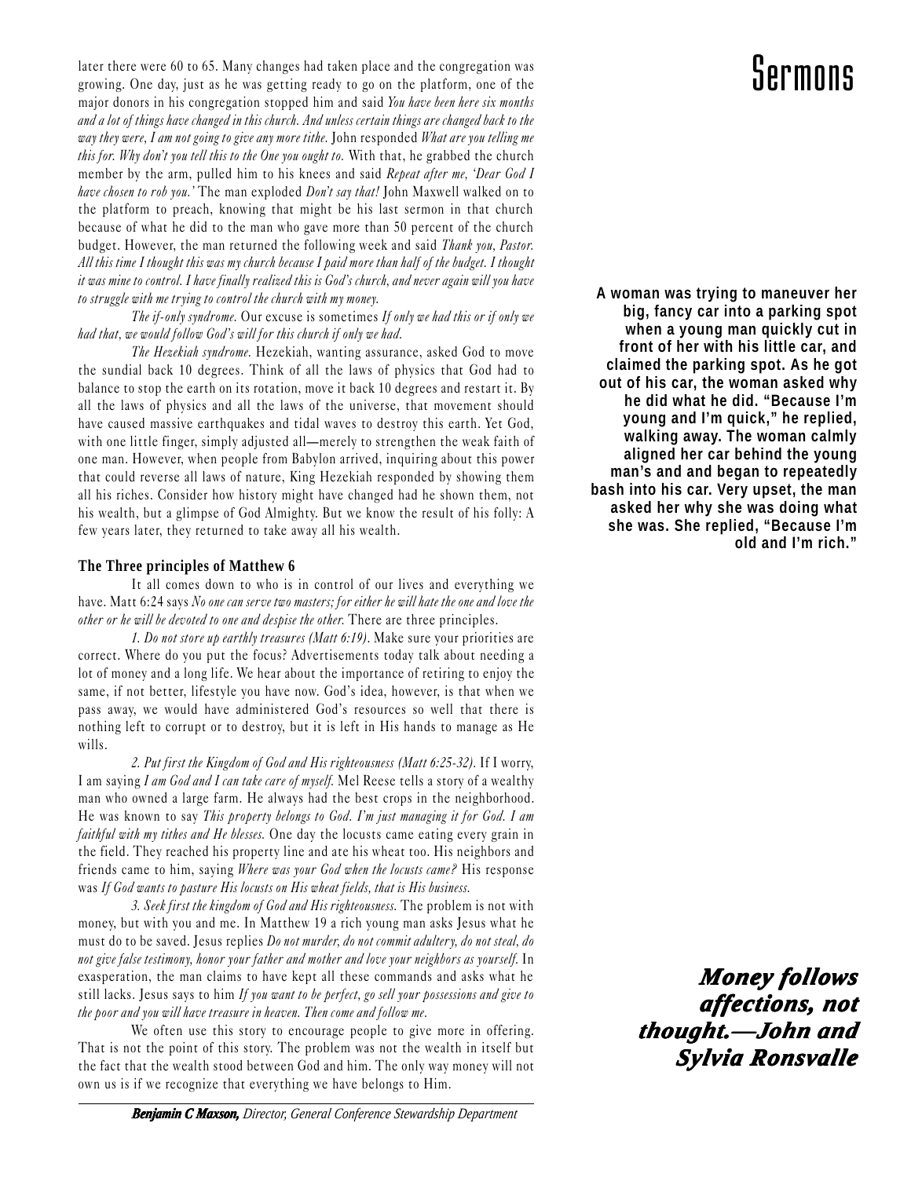later there were 60 to 65. Many changes had taken place and the congregation was growing. One day, just as he was getting ready to go on the platform, one of the major donors in his congregation stopped him and said *You have been here six months and a lot of things have changed in this church. And unless certain things are changed back to the way they were, I am not going to give any more tithe.* John responded *What are you telling me this for. Why don't you tell this to the One you ought to.* With that, he grabbed the church member by the arm, pulled him to his knees and said *Repeat after me, 'Dear God I have chosen to rob you.'* The man exploded *Don't say that!* John Maxwell walked on to the platform to preach, knowing that might be his last sermon in that church because of what he did to the man who gave more than 50 percent of the church budget. However, the man returned the following week and said *Thank you, Pastor. All this time I thought this was my church because I paid more than half of the budget. I thought it was mine to control. I have finally realized this is God's church, and never again will you have to struggle with me trying to control the church with my money.*

*The if-only syndrome.* Our excuse is sometimes *If only we had this or if only we had that, we would follow God's will for this church if only we had.*

*The Hezekiah syndrome.* Hezekiah, wanting assurance, asked God to move the sundial back 10 degrees. Think of all the laws of physics that God had to balance to stop the earth on its rotation, move it back 10 degrees and restart it. By all the laws of physics and all the laws of the universe, that movement should have caused massive earthquakes and tidal waves to destroy this earth. Yet God, with one little finger, simply adjusted all—merely to strengthen the weak faith of one man. However, when people from Babylon arrived, inquiring about this power that could reverse all laws of nature, King Hezekiah responded by showing them all his riches. Consider how history might have changed had he shown them, not his wealth, but a glimpse of God Almighty. But we know the result of his folly: A few years later, they returned to take away all his wealth.

### The Three principles of Matthew 6

It all comes down to who is in control of our lives and everything we have. Matt 6:24 says *No one can serve two masters; for either he will hate the one and love the other or he will be devoted to one and despise the other.* There are three principles.

*1. Do not store up earthly treasures (Matt 6:19).* Make sure your priorities are correct. Where do you put the focus? Advertisements today talk about needing a lot of money and a long life. We hear about the importance of retiring to enjoy the same, if not better, lifestyle you have now. God's idea, however, is that when we pass away, we would have administered God's resources so well that there is nothing left to corrupt or to destroy, but it is left in His hands to manage as He wills.

*2. Put first the Kingdom of God and His righteousness (Matt 6:25-32).* If I worry, I am saying *I am God and I can take care of myself.* Mel Reese tells a story of a wealthy man who owned a large farm. He always had the best crops in the neighborhood. He was known to say *This property belongs to God. I'm just managing it for God. I am faithful with my tithes and He blesses.* One day the locusts came eating every grain in the field. They reached his property line and ate his wheat too. His neighbors and friends came to him, saying *Where was your God when the locusts came?* His response was *If God wants to pasture His locusts on His wheat fields, that is His business.*

*3. Seek first the kingdom of God and His righteousness.* The problem is not with money, but with you and me. In Matthew 19 a rich young man asks Jesus what he must do to be saved. Jesus replies *Do not murder, do not commit adultery, do not steal, do not give false testimony, honor your father and mother and love your neighbors as yourself.* In exasperation, the man claims to have kept all these commands and asks what he still lacks. Jesus says to him *If you want to be perfect, go sell your possessions and give to the poor and you will have treasure in heaven. Then come and follow me.*

We often use this story to encourage people to give more in offering. That is not the point of this story. The problem was not the wealth in itself but the fact that the wealth stood between God and him. The only way money will not own us is if we recognize that everything we have belongs to Him.

***Benjamin C Maxson,*** *Director, General Conference Stewardship Department*

**A woman was trying to maneuver her big, fancy car into a parking spot when a young man quickly cut in front of her with his little car, and claimed the parking spot. As he got out of his car, the woman asked why he did what he did. "Because I'm young and I'm quick," he replied, walking away. The woman calmly aligned her car behind the young man's and and began to repeatedly bash into his car. Very upset, the man asked her why she was doing what she was. She replied, "Because I'm old and I'm rich."**

***Money follows affections, not thought.—John and Sylvia Ronsvalle***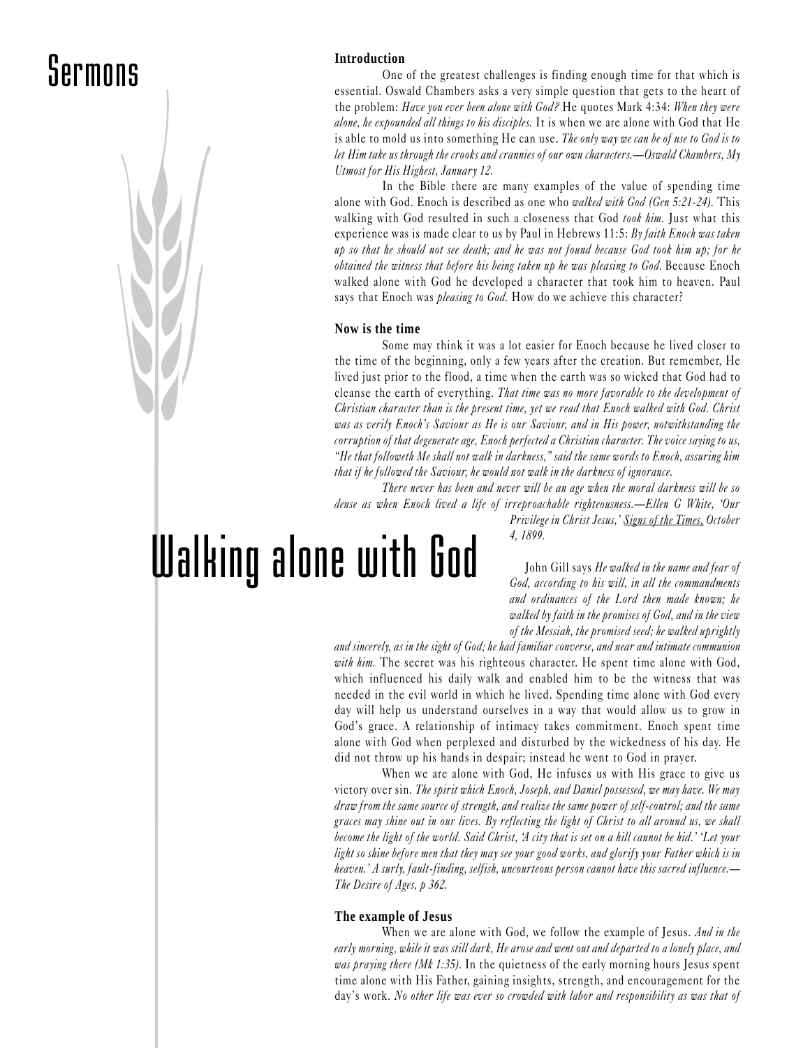# Walking alone with God

## Introduction

One of the greatest challenges is finding enough time for that which is essential. Oswald Chambers asks a very simple question that gets to the heart of the problem: *Have you ever been alone with God?* He quotes Mark 4:34: *When they were alone, he expounded all things to his disciples.* It is when we are alone with God that He is able to mold us into something He can use. *The only way we can be of use to God is to let Him take us through the crooks and crannies of our own characters.—Oswald Chambers, My Utmost for His Highest, January 12.*

In the Bible there are many examples of the value of spending time alone with God. Enoch is described as one who *walked with God (Gen 5:21-24).* This walking with God resulted in such a closeness that God *took him.* Just what this experience was is made clear to us by Paul in Hebrews 11:5: *By faith Enoch was taken up so that he should not see death; and he was not found because God took him up; for he obtained the witness that before his being taken up he was pleasing to God.* Because Enoch walked alone with God he developed a character that took him to heaven. Paul says that Enoch was *pleasing to God.* How do we achieve this character?

## Now is the time

Some may think it was a lot easier for Enoch because he lived closer to the time of the beginning, only a few years after the creation. But remember, He lived just prior to the flood, a time when the earth was so wicked that God had to cleanse the earth of everything. *That time was no more favorable to the development of Christian character than is the present time, yet we read that Enoch walked with God. Christ was as verily Enoch's Saviour as He is our Saviour, and in His power, notwithstanding the corruption of that degenerate age, Enoch perfected a Christian character. The voice saying to us, "He that followeth Me shall not walk in darkness," said the same words to Enoch, assuring him that if he followed the Saviour, he would not walk in the darkness of ignorance.*

*There never has been and never will be an age when the moral darkness will be so dense as when Enoch lived a life of irreproachable righteousness.—Ellen G White, 'Our Privilege in Christ Jesus,' Signs of the Times, October 4, 1899.*

John Gill says *He walked in the name and fear of God, according to his will, in all the commandments and ordinances of the Lord then made known; he walked by faith in the promises of God, and in the view of the Messiah, the promised seed; he walked uprightly and sincerely, as in the sight of God; he had familiar converse, and near and intimate communion with him.* The secret was his righteous character. He spent time alone with God, which influenced his daily walk and enabled him to be the witness that was needed in the evil world in which he lived. Spending time alone with God every day will help us understand ourselves in a way that would allow us to grow in God's grace. A relationship of intimacy takes commitment. Enoch spent time alone with God when perplexed and disturbed by the wickedness of his day. He did not throw up his hands in despair; instead he went to God in prayer.

When we are alone with God, He infuses us with His grace to give us victory over sin. *The spirit which Enoch, Joseph, and Daniel possessed, we may have. We may draw from the same source of strength, and realize the same power of self-control; and the same graces may shine out in our lives. By reflecting the light of Christ to all around us, we shall become the light of the world. Said Christ, 'A city that is set on a hill cannot be hid.' 'Let your light so shine before men that they may see your good works, and glorify your Father which is in heaven.' A surly, fault-finding, selfish, uncourteous person cannot have this sacred influence.—The Desire of Ages, p 362.*

## The example of Jesus

When we are alone with God, we follow the example of Jesus. *And in the early morning, while it was still dark, He arose and went out and departed to a lonely place, and was praying there (Mk 1:35).* In the quietness of the early morning hours Jesus spent time alone with His Father, gaining insights, strength, and encouragement for the day's work. *No other life was ever so crowded with labor and responsibility as was that of*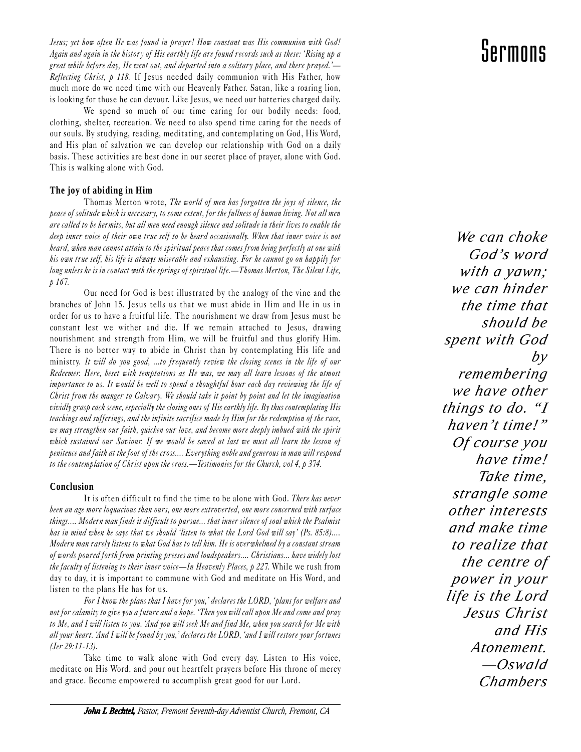*Jesus; yet how often He was found in prayer! How constant was His communion with God! Again and again in the history of His earthly life are found records such as these: 'Rising up a great while before day, He went out, and departed into a solitary place, and there prayed.'—Reflecting Christ, p 118.* If Jesus needed daily communion with His Father, how much more do we need time with our Heavenly Father. Satan, like a roaring lion, is looking for those he can devour. Like Jesus, we need our batteries charged daily.

We spend so much of our time caring for our bodily needs: food, clothing, shelter, recreation. We need to also spend time caring for the needs of our souls. By studying, reading, meditating, and contemplating on God, His Word, and His plan of salvation we can develop our relationship with God on a daily basis. These activities are best done in our secret place of prayer, alone with God. This is walking alone with God.

### The joy of abiding in Him

Thomas Merton wrote, *The world of men has forgotten the joys of silence, the peace of solitude which is necessary, to some extent, for the fullness of human living. Not all men are called to be hermits, but all men need enough silence and solitude in their lives to enable the deep inner voice of their own true self to be heard occasionally. When that inner voice is not heard, when man cannot attain to the spiritual peace that comes from being perfectly at one with his own true self, his life is always miserable and exhausting. For he cannot go on happily for long unless he is in contact with the springs of spiritual life.—Thomas Merton, The Silent Life, p 167.*

Our need for God is best illustrated by the analogy of the vine and the branches of John 15. Jesus tells us that we must abide in Him and He in us in order for us to have a fruitful life. The nourishment we draw from Jesus must be constant lest we wither and die. If we remain attached to Jesus, drawing nourishment and strength from Him, we will be fruitful and thus glorify Him. There is no better way to abide in Christ than by contemplating His life and ministry. *It will do you good, ...to frequently review the closing scenes in the life of our Redeemer. Here, beset with temptations as He was, we may all learn lessons of the utmost importance to us. It would be well to spend a thoughtful hour each day reviewing the life of Christ from the manger to Calvary. We should take it point by point and let the imagination vividly grasp each scene, especially the closing ones of His earthly life. By thus contemplating His teachings and sufferings, and the infinite sacrifice made by Him for the redemption of the race, we may strengthen our faith, quicken our love, and become more deeply imbued with the spirit which sustained our Saviour. If we would be saved at last we must all learn the lesson of penitence and faith at the foot of the cross.... Everything noble and generous in man will respond to the contemplation of Christ upon the cross.—Testimonies for the Church, vol 4, p 374.*

> *We can choke God's word with a yawn; we can hinder the time that should be spent with God by remembering we have other things to do. "I haven't time!" Of course you have time! Take time, strangle some other interests and make time to realize that the centre of power in your life is the Lord Jesus Christ and His Atonement. —Oswald Chambers*

### Conclusion

It is often difficult to find the time to be alone with God. *There has never been an age more loquacious than ours, one more extroverted, one more concerned with surface things.... Modern man finds it difficult to pursue... that inner silence of soul which the Psalmist has in mind when he says that we should 'listen to what the Lord God will say' (Ps. 85:8).... Modern man rarely listens to what God has to tell him. He is overwhelmed by a constant stream of words poured forth from printing presses and loudspeakers.... Christians... have widely lost the faculty of listening to their inner voice—In Heavenly Places, p 227.* While we rush from day to day, it is important to commune with God and meditate on His Word, and listen to the plans He has for us.

*For I know the plans that I have for you,' declares the LORD, 'plans for welfare and not for calamity to give you a future and a hope. 'Then you will call upon Me and come and pray to Me, and I will listen to you. 'And you will seek Me and find Me, when you search for Me with all your heart. 'And I will be found by you,' declares the LORD, 'and I will restore your fortunes (Jer 29:11-13).*

Take time to walk alone with God every day. Listen to His voice, meditate on His Word, and pour out heartfelt prayers before His throne of mercy and grace. Become empowered to accomplish great good for our Lord.

***John L Bechtel,*** *Pastor, Fremont Seventh-day Adventist Church, Fremont, CA*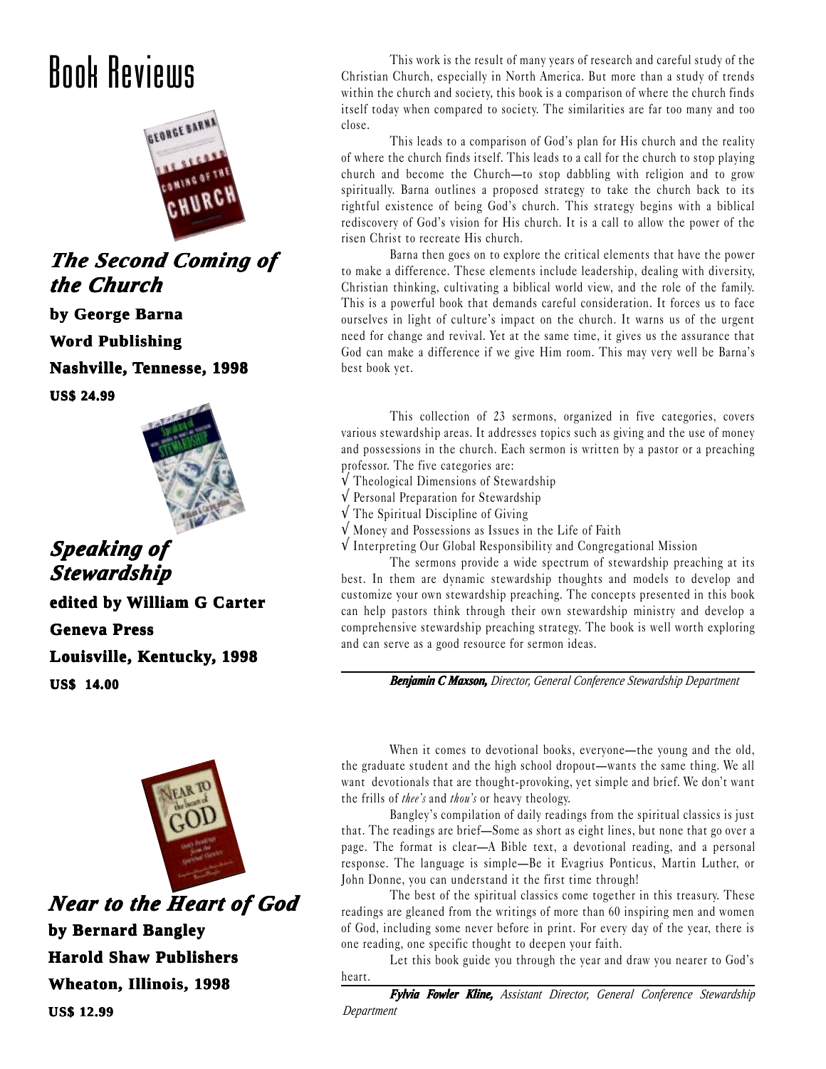# Book Reviews

### *The Second Coming of the Church*

**by George Barna**

**Word Publishing**

**Nashville, Tennesse, 1998**

**US$ 24.99**

This work is the result of many years of research and careful study of the Christian Church, especially in North America. But more than a study of trends within the church and society, this book is a comparison of where the church finds itself today when compared to society. The similarities are far too many and too close.

This leads to a comparison of God's plan for His church and the reality of where the church finds itself. This leads to a call for the church to stop playing church and become the Church—to stop dabbling with religion and to grow spiritually. Barna outlines a proposed strategy to take the church back to its rightful existence of being God's church. This strategy begins with a biblical rediscovery of God's vision for His church. It is a call to allow the power of the risen Christ to recreate His church.

Barna then goes on to explore the critical elements that have the power to make a difference. These elements include leadership, dealing with diversity, Christian thinking, cultivating a biblical world view, and the role of the family. This is a powerful book that demands careful consideration. It forces us to face ourselves in light of culture's impact on the church. It warns us of the urgent need for change and revival. Yet at the same time, it gives us the assurance that God can make a difference if we give Him room. This may very well be Barna's best book yet.

### *Speaking of Stewardship*

**edited by William G Carter**

**Geneva Press**

**Louisville, Kentucky, 1998**

**US$ 14.00**

This collection of 23 sermons, organized in five categories, covers various stewardship areas. It addresses topics such as giving and the use of money and possessions in the church. Each sermon is written by a pastor or a preaching professor. The five categories are:

√ Theological Dimensions of Stewardship
√ Personal Preparation for Stewardship
√ The Spiritual Discipline of Giving
√ Money and Possessions as Issues in the Life of Faith
√ Interpreting Our Global Responsibility and Congregational Mission

The sermons provide a wide spectrum of stewardship preaching at its best. In them are dynamic stewardship thoughts and models to develop and customize your own stewardship preaching. The concepts presented in this book can help pastors think through their own stewardship ministry and develop a comprehensive stewardship preaching strategy. The book is well worth exploring and can serve as a good resource for sermon ideas.

***Benjamin C Maxson,*** *Director, General Conference Stewardship Department*

### *Near to the Heart of God*

**by Bernard Bangley**

**Harold Shaw Publishers**

**Wheaton, Illinois, 1998**

**US$ 12.99**

When it comes to devotional books, everyone—the young and the old, the graduate student and the high school dropout—wants the same thing. We all want devotionals that are thought-provoking, yet simple and brief. We don't want the frills of *thee's* and *thou's* or heavy theology.

Bangley's compilation of daily readings from the spiritual classics is just that. The readings are brief—Some as short as eight lines, but none that go over a page. The format is clear—A Bible text, a devotional reading, and a personal response. The language is simple—Be it Evagrius Ponticus, Martin Luther, or John Donne, you can understand it the first time through!

The best of the spiritual classics come together in this treasury. These readings are gleaned from the writings of more than 60 inspiring men and women of God, including some never before in print. For every day of the year, there is one reading, one specific thought to deepen your faith.

Let this book guide you through the year and draw you nearer to God's heart.

***Fylvia Fowler Kline,*** *Assistant Director, General Conference Stewardship Department*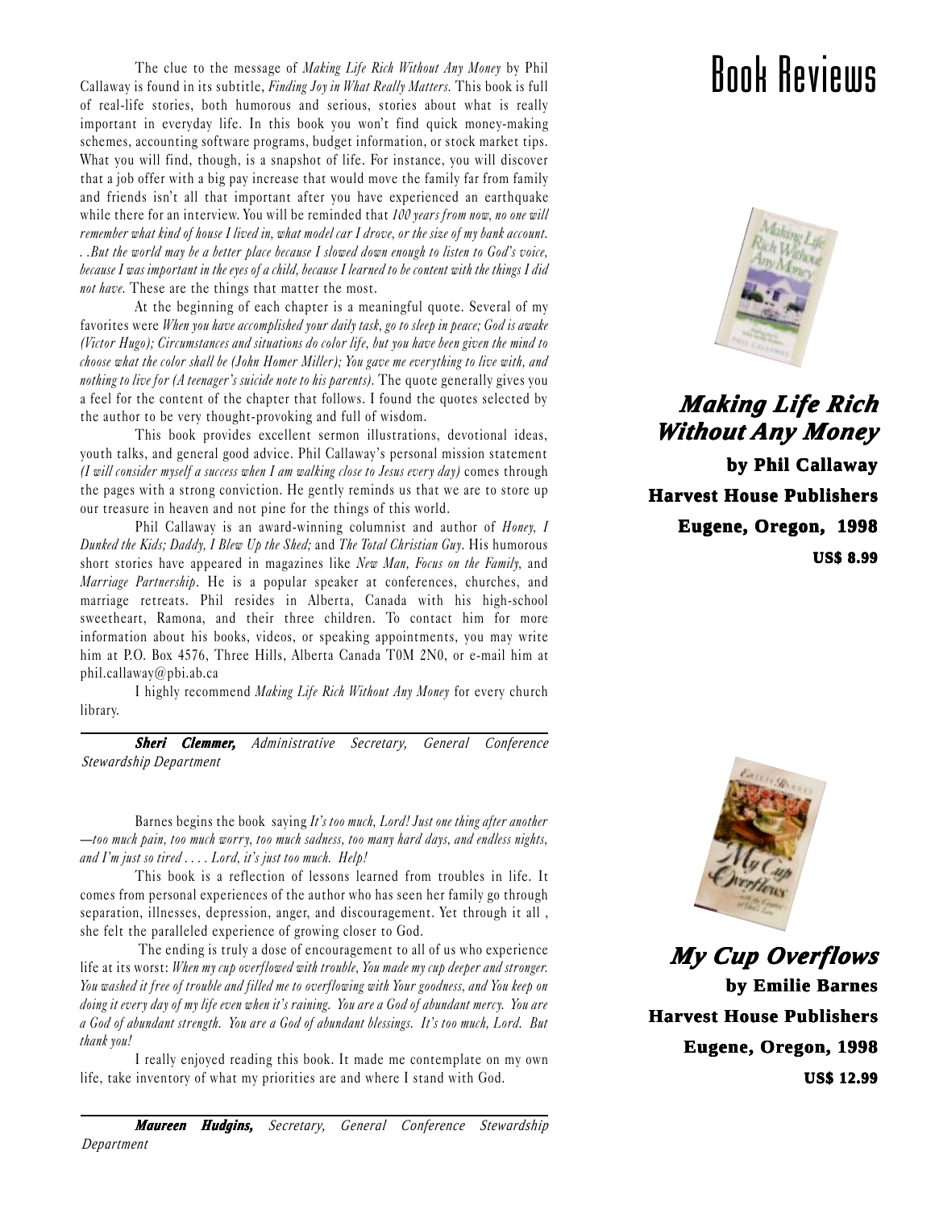# Book Reviews

## *Making Life Rich Without Any Money*

**by Phil Callaway**

**Harvest House Publishers**

**Eugene, Oregon, 1998**

**US$ 8.99**

The clue to the message of *Making Life Rich Without Any Money* by Phil Callaway is found in its subtitle, *Finding Joy in What Really Matters.* This book is full of real-life stories, both humorous and serious, stories about what is really important in everyday life. In this book you won't find quick money-making schemes, accounting software programs, budget information, or stock market tips. What you will find, though, is a snapshot of life. For instance, you will discover that a job offer with a big pay increase that would move the family far from family and friends isn't all that important after you have experienced an earthquake while there for an interview. You will be reminded that *100 years from now, no one will remember what kind of house I lived in, what model car I drove, or the size of my bank account. . .But the world may be a better place because I slowed down enough to listen to God's voice, because I was important in the eyes of a child, because I learned to be content with the things I did not have.* These are the things that matter the most.

At the beginning of each chapter is a meaningful quote. Several of my favorites were *When you have accomplished your daily task, go to sleep in peace; God is awake (Victor Hugo); Circumstances and situations do color life, but you have been given the mind to choose what the color shall be (John Homer Miller); You gave me everything to live with, and nothing to live for (A teenager's suicide note to his parents).* The quote generally gives you a feel for the content of the chapter that follows. I found the quotes selected by the author to be very thought-provoking and full of wisdom.

This book provides excellent sermon illustrations, devotional ideas, youth talks, and general good advice. Phil Callaway's personal mission statement *(I will consider myself a success when I am walking close to Jesus every day)* comes through the pages with a strong conviction. He gently reminds us that we are to store up our treasure in heaven and not pine for the things of this world.

Phil Callaway is an award-winning columnist and author of *Honey, I Dunked the Kids; Daddy, I Blew Up the Shed;* and *The Total Christian Guy*. His humorous short stories have appeared in magazines like *New Man, Focus on the Family,* and *Marriage Partnership*. He is a popular speaker at conferences, churches, and marriage retreats. Phil resides in Alberta, Canada with his high-school sweetheart, Ramona, and their three children. To contact him for more information about his books, videos, or speaking appointments, you may write him at P.O. Box 4576, Three Hills, Alberta Canada T0M 2N0, or e-mail him at phil.callaway@pbi.ab.ca

I highly recommend *Making Life Rich Without Any Money* for every church library.

***Sheri Clemmer,*** *Administrative Secretary, General Conference Stewardship Department*

---

## *My Cup Overflows*

**by Emilie Barnes**

**Harvest House Publishers**

**Eugene, Oregon, 1998**

**US$ 12.99**

Barnes begins the book saying *It's too much, Lord! Just one thing after another —too much pain, too much worry, too much sadness, too many hard days, and endless nights, and I'm just so tired . . . . Lord, it's just too much. Help!*

This book is a reflection of lessons learned from troubles in life. It comes from personal experiences of the author who has seen her family go through separation, illnesses, depression, anger, and discouragement. Yet through it all , she felt the paralleled experience of growing closer to God.

The ending is truly a dose of encouragement to all of us who experience life at its worst: *When my cup overflowed with trouble, You made my cup deeper and stronger. You washed it free of trouble and filled me to overflowing with Your goodness, and You keep on doing it every day of my life even when it's raining. You are a God of abundant mercy. You are a God of abundant strength. You are a God of abundant blessings. It's too much, Lord. But thank you!*

I really enjoyed reading this book. It made me contemplate on my own life, take inventory of what my priorities are and where I stand with God.

***Maureen Hudgins,*** *Secretary, General Conference Stewardship Department*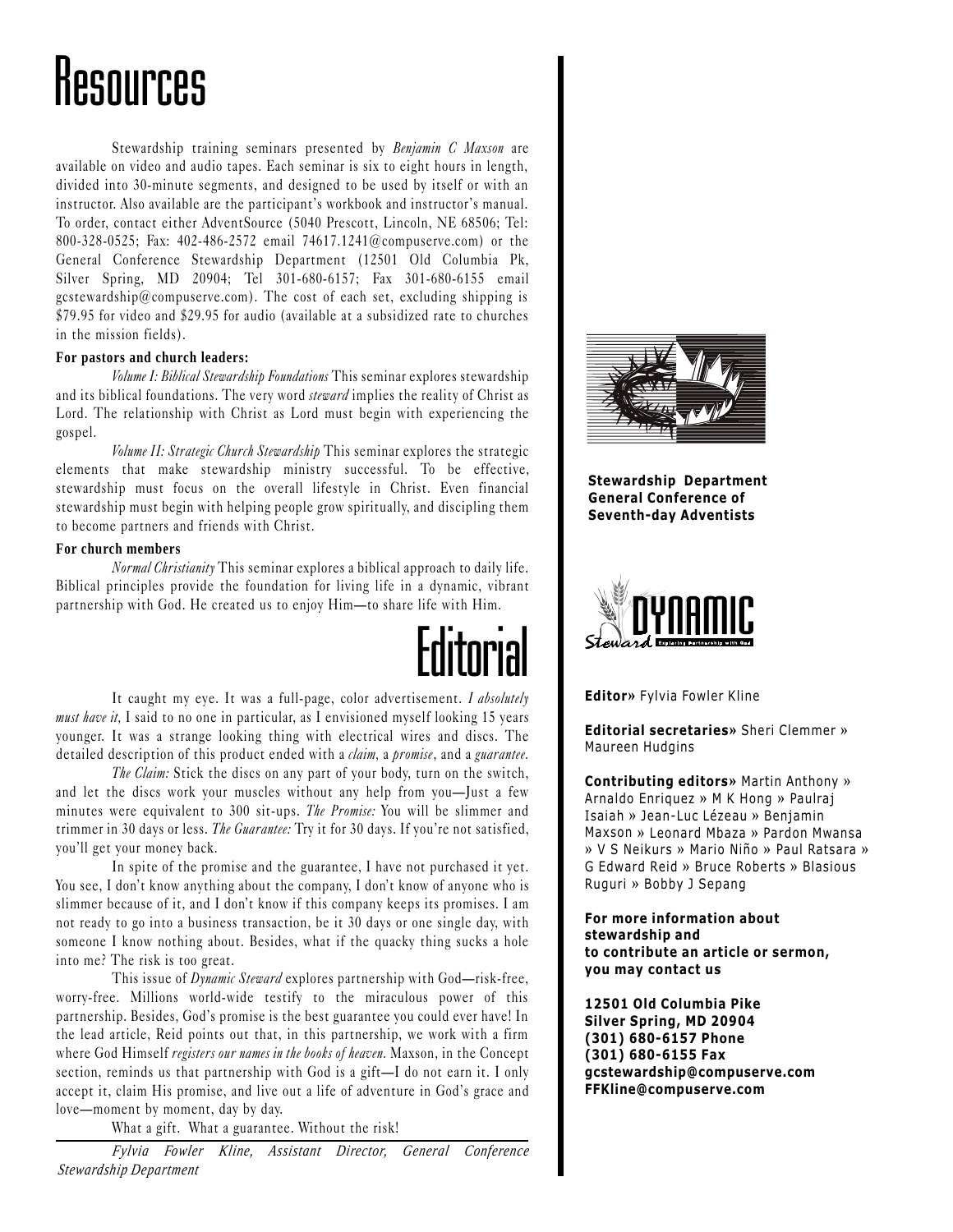# Resources

Stewardship training seminars presented by *Benjamin C Maxson* are available on video and audio tapes. Each seminar is six to eight hours in length, divided into 30-minute segments, and designed to be used by itself or with an instructor. Also available are the participant's workbook and instructor's manual. To order, contact either AdventSource (5040 Prescott, Lincoln, NE 68506; Tel: 800-328-0525; Fax: 402-486-2572 email 74617.1241@compuserve.com) or the General Conference Stewardship Department (12501 Old Columbia Pk, Silver Spring, MD 20904; Tel 301-680-6157; Fax 301-680-6155 email gcstewardship@compuserve.com). The cost of each set, excluding shipping is $79.95 for video and $29.95 for audio (available at a subsidized rate to churches in the mission fields).

**For pastors and church leaders:**

*Volume I: Biblical Stewardship Foundations* This seminar explores stewardship and its biblical foundations. The very word *steward* implies the reality of Christ as Lord. The relationship with Christ as Lord must begin with experiencing the gospel.

*Volume II: Strategic Church Stewardship* This seminar explores the strategic elements that make stewardship ministry successful. To be effective, stewardship must focus on the overall lifestyle in Christ. Even financial stewardship must begin with helping people grow spiritually, and discipling them to become partners and friends with Christ.

**For church members**

*Normal Christianity* This seminar explores a biblical approach to daily life. Biblical principles provide the foundation for living life in a dynamic, vibrant partnership with God. He created us to enjoy Him—to share life with Him.

# Editorial

It caught my eye. It was a full-page, color advertisement. *I absolutely must have it,* I said to no one in particular, as I envisioned myself looking 15 years younger. It was a strange looking thing with electrical wires and discs. The detailed description of this product ended with a *claim*, a *promise*, and a *guarantee.*

*The Claim:* Stick the discs on any part of your body, turn on the switch, and let the discs work your muscles without any help from you—Just a few minutes were equivalent to 300 sit-ups. *The Promise:* You will be slimmer and trimmer in 30 days or less. *The Guarantee:* Try it for 30 days. If you're not satisfied, you'll get your money back.

In spite of the promise and the guarantee, I have not purchased it yet. You see, I don't know anything about the company, I don't know of anyone who is slimmer because of it, and I don't know if this company keeps its promises. I am not ready to go into a business transaction, be it 30 days or one single day, with someone I know nothing about. Besides, what if the quacky thing sucks a hole into me? The risk is too great.

This issue of *Dynamic Steward* explores partnership with God—risk-free, worry-free. Millions world-wide testify to the miraculous power of this partnership. Besides, God's promise is the best guarantee you could ever have! In the lead article, Reid points out that, in this partnership, we work with a firm where God Himself *registers our names in the books of heaven.* Maxson, in the Concept section, reminds us that partnership with God is a gift—I do not earn it. I only accept it, claim His promise, and live out a life of adventure in God's grace and love—moment by moment, day by day.

What a gift. What a guarantee. Without the risk!

*Fylvia Fowler Kline, Assistant Director, General Conference Stewardship Department*

**Stewardship Department**
**General Conference of**
**Seventh-day Adventists**

Dynamic Steward — Exploring Partnership with God

**Editor»** Fylvia Fowler Kline

**Editorial secretaries»** Sheri Clemmer » Maureen Hudgins

**Contributing editors»** Martin Anthony » Arnaldo Enriquez » M K Hong » Paulraj Isaiah » Jean-Luc Lézeau » Benjamin Maxson » Leonard Mbaza » Pardon Mwansa » V S Neikurs » Mario Niño » Paul Ratsara » G Edward Reid » Bruce Roberts » Blasious Ruguri » Bobby J Sepang

**For more information about stewardship and to contribute an article or sermon, you may contact us**

**12501 Old Columbia Pike**
**Silver Spring, MD 20904**
**(301) 680-6157 Phone**
**(301) 680-6155 Fax**
**gcstewardship@compuserve.com**
**FFKline@compuserve.com**